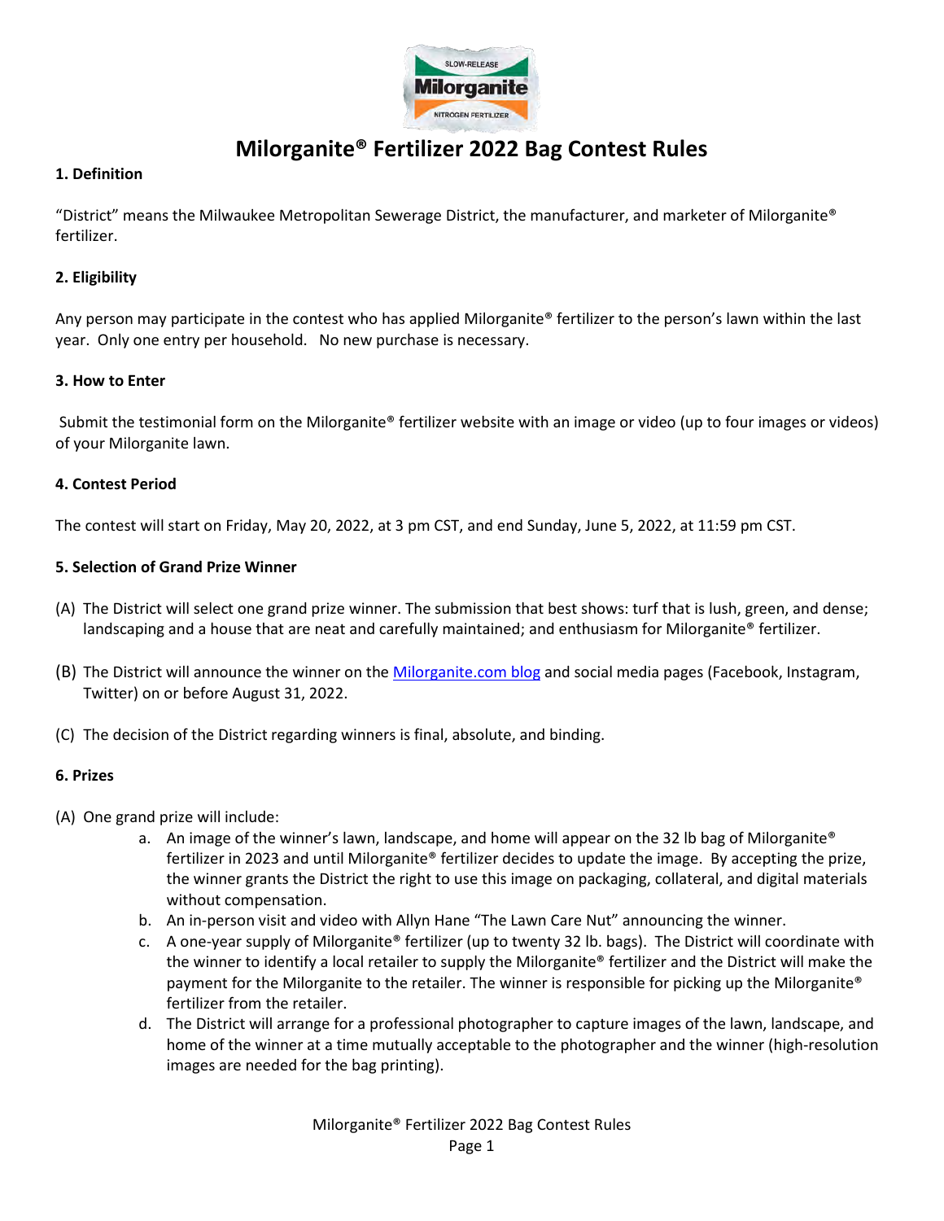# Milorganite® Fertilizer 2022 Bag Contest Rules

## 1. Definition

"District" means the Milwaukee Metropolitan Sewerage District, the manufacturer, and marketer of Milorganite® fertilizer.

## 2. Eligibility

Any person may participate in the contest who has applied Milorganite® fertilizer to the person's lawn within the last year. Only one entry per household. No new purchase is necessary.

## 3. How to Enter

Submit the testimonial form on the Milorganite® fertilizer website with an image or video (up to four images or videos) of your Milorganite lawn.

## 4. Contest Period

The contest will start on Friday, May 20, 2022, at 3 pm CST, and end Sunday, June 5, 2022, at 11:59 pm CST.

## 5. Selection of Grand Prize Winner

(A) The District will select one grand prize winner. The submission that best shows: turf that is lush, green, and dense; landscaping and a house that are neat and carefully maintained; and enthusiasm for Milorganite® fertilizer.

(B) The District will announce the winner on the Milorganite.com blog and social media pages (Facebook, Instagram, Twitter) on or before August 31, 2022.

(C) The decision of the District regarding winners is final, absolute, and binding.

## 6. Prizes

(A) One grand prize will include:

a. An image of the winner's lawn, landscape, and home will appear on the 32 lb bag of Milorganite® fertilizer in 2023 and until Milorganite® fertilizer decides to update the image. By accepting the prize, the winner grants the District the right to use this image on packaging, collateral, and digital materials without compensation.

b. An in-person visit and video with Allyn Hane "The Lawn Care Nut" announcing the winner.

c. A one-year supply of Milorganite® fertilizer (up to twenty 32 lb. bags). The District will coordinate with the winner to identify a local retailer to supply the Milorganite® fertilizer and the District will make the payment for the Milorganite to the retailer. The winner is responsible for picking up the Milorganite® fertilizer from the retailer.

d. The District will arrange for a professional photographer to capture images of the lawn, landscape, and home of the winner at a time mutually acceptable to the photographer and the winner (high-resolution images are needed for the bag printing).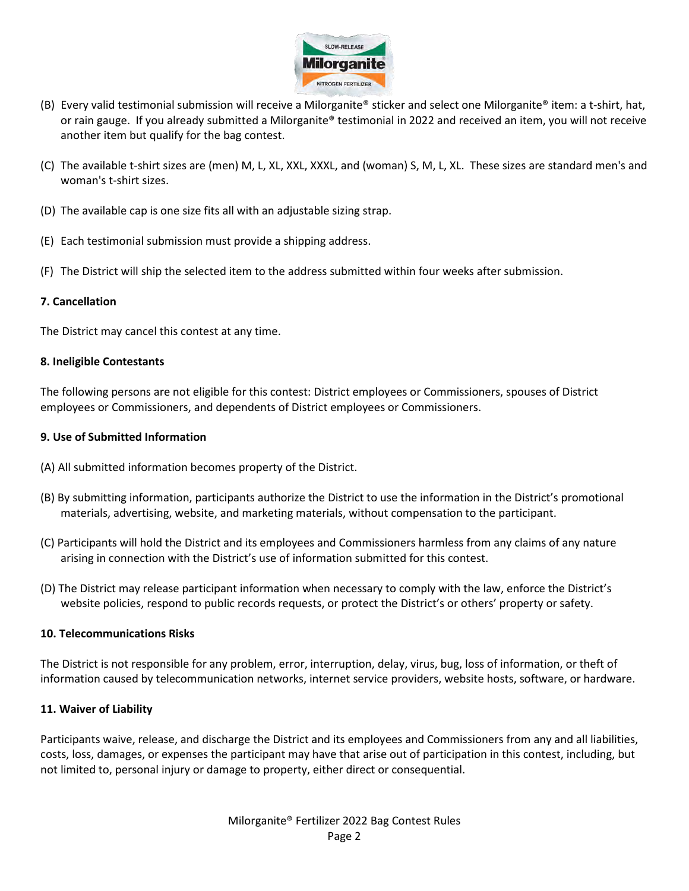(B) Every valid testimonial submission will receive a Milorganite® sticker and select one Milorganite® item: a t-shirt, hat, or rain gauge. If you already submitted a Milorganite® testimonial in 2022 and received an item, you will not receive another item but qualify for the bag contest.

(C) The available t-shirt sizes are (men) M, L, XL, XXL, XXXL, and (woman) S, M, L, XL. These sizes are standard men's and woman's t-shirt sizes.

(D) The available cap is one size fits all with an adjustable sizing strap.

(E) Each testimonial submission must provide a shipping address.

(F) The District will ship the selected item to the address submitted within four weeks after submission.

**7. Cancellation**

The District may cancel this contest at any time.

**8. Ineligible Contestants**

The following persons are not eligible for this contest: District employees or Commissioners, spouses of District employees or Commissioners, and dependents of District employees or Commissioners.

**9. Use of Submitted Information**

(A) All submitted information becomes property of the District.

(B) By submitting information, participants authorize the District to use the information in the District's promotional materials, advertising, website, and marketing materials, without compensation to the participant.

(C) Participants will hold the District and its employees and Commissioners harmless from any claims of any nature arising in connection with the District's use of information submitted for this contest.

(D) The District may release participant information when necessary to comply with the law, enforce the District's website policies, respond to public records requests, or protect the District's or others' property or safety.

**10. Telecommunications Risks**

The District is not responsible for any problem, error, interruption, delay, virus, bug, loss of information, or theft of information caused by telecommunication networks, internet service providers, website hosts, software, or hardware.

**11. Waiver of Liability**

Participants waive, release, and discharge the District and its employees and Commissioners from any and all liabilities, costs, loss, damages, or expenses the participant may have that arise out of participation in this contest, including, but not limited to, personal injury or damage to property, either direct or consequential.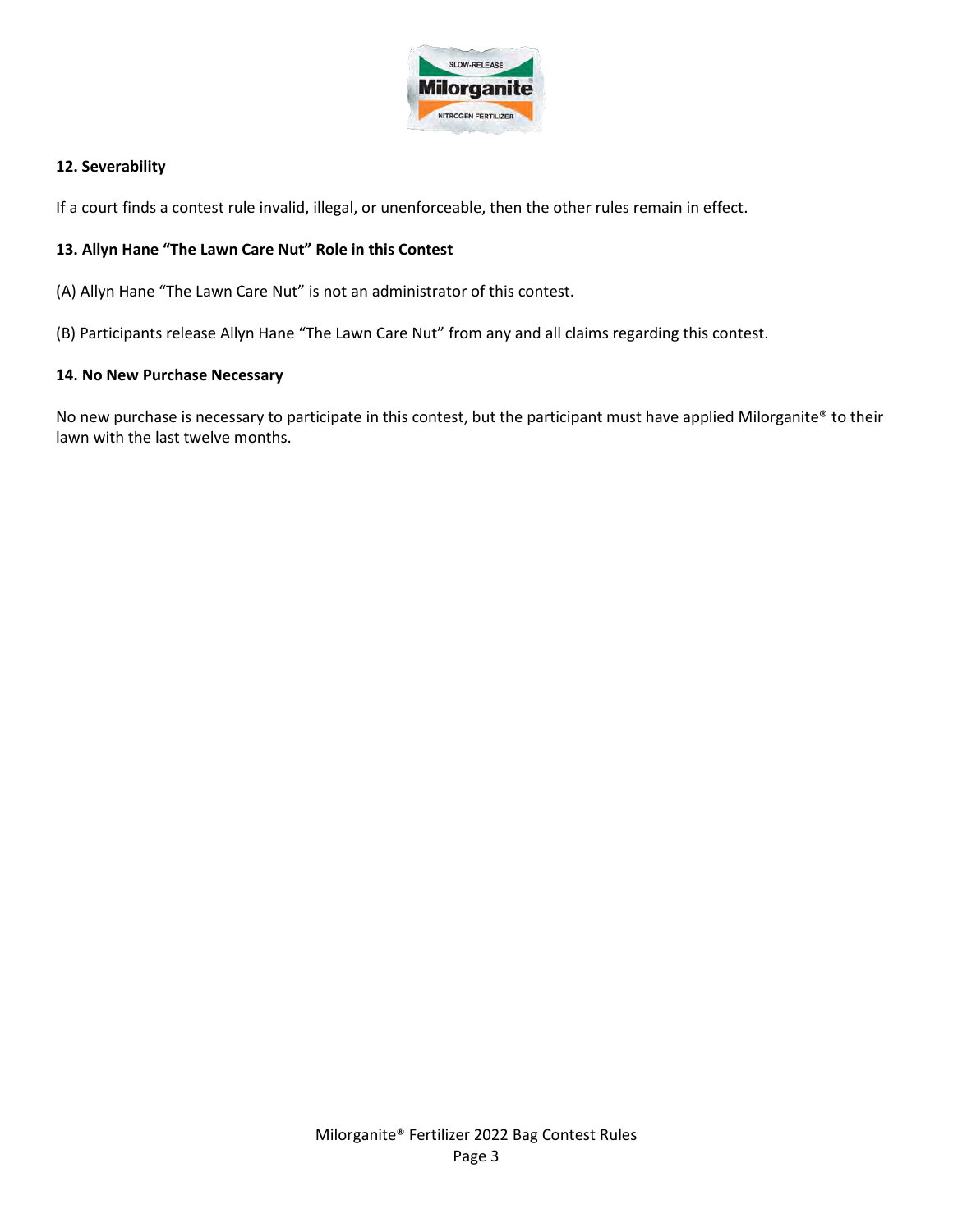**12. Severability**

If a court finds a contest rule invalid, illegal, or unenforceable, then the other rules remain in effect.

**13. Allyn Hane "The Lawn Care Nut" Role in this Contest**

(A) Allyn Hane "The Lawn Care Nut" is not an administrator of this contest.

(B) Participants release Allyn Hane "The Lawn Care Nut" from any and all claims regarding this contest.

**14. No New Purchase Necessary**

No new purchase is necessary to participate in this contest, but the participant must have applied Milorganite® to their lawn with the last twelve months.